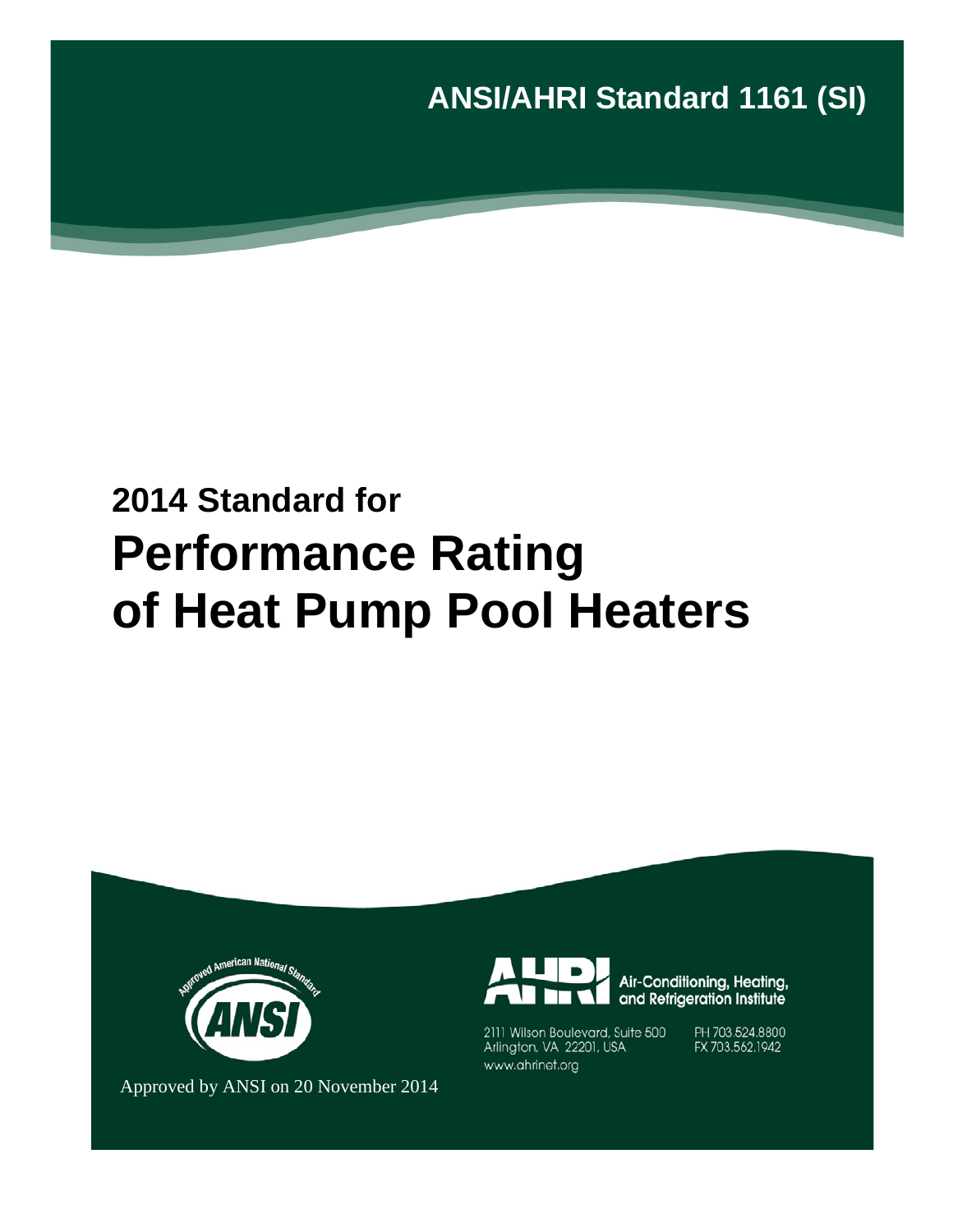**ANSI/AHRI Standard 1161 (SI)**

# 2014 Standard for
# Performance Rating of Heat Pump Pool Heaters

Approved by ANSI on 20 November 2014

Air-Conditioning, Heating, and Refrigeration Institute

2111 Wilson Boulevard, Suite 500
Arlington, VA 22201, USA
www.ahrinet.org

PH 703.524.8800
FX 703.562.1942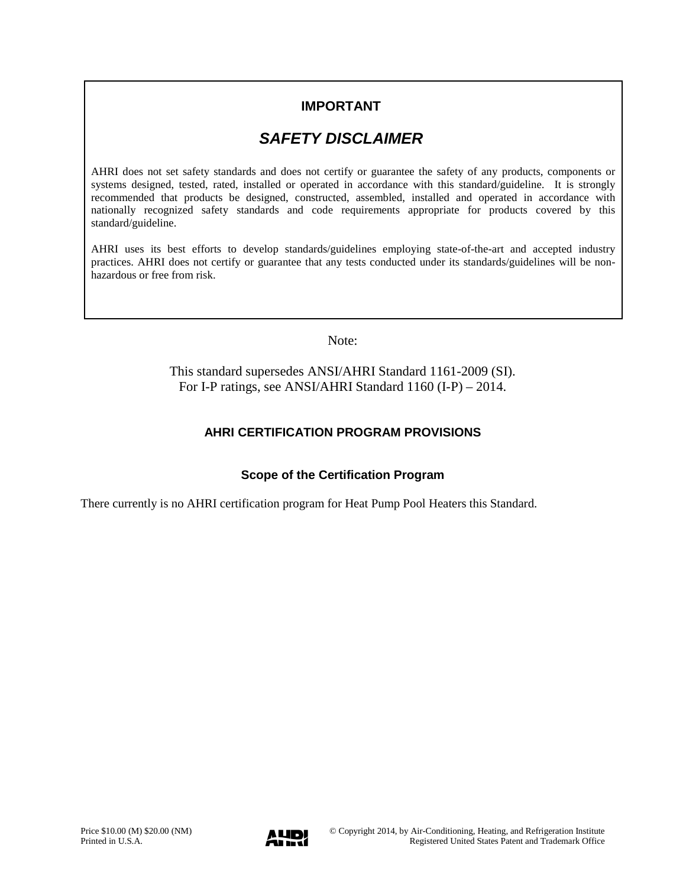**IMPORTANT**

***SAFETY DISCLAIMER***

AHRI does not set safety standards and does not certify or guarantee the safety of any products, components or systems designed, tested, rated, installed or operated in accordance with this standard/guideline. It is strongly recommended that products be designed, constructed, assembled, installed and operated in accordance with nationally recognized safety standards and code requirements appropriate for products covered by this standard/guideline.

AHRI uses its best efforts to develop standards/guidelines employing state-of-the-art and accepted industry practices. AHRI does not certify or guarantee that any tests conducted under its standards/guidelines will be non-hazardous or free from risk.

Note:

This standard supersedes ANSI/AHRI Standard 1161-2009 (SI).
For I-P ratings, see ANSI/AHRI Standard 1160 (I-P) – 2014.

**AHRI CERTIFICATION PROGRAM PROVISIONS**

**Scope of the Certification Program**

There currently is no AHRI certification program for Heat Pump Pool Heaters this Standard.

Price $10.00 (M) $20.00 (NM)
Printed in U.S.A.

© Copyright 2014, by Air-Conditioning, Heating, and Refrigeration Institute
Registered United States Patent and Trademark Office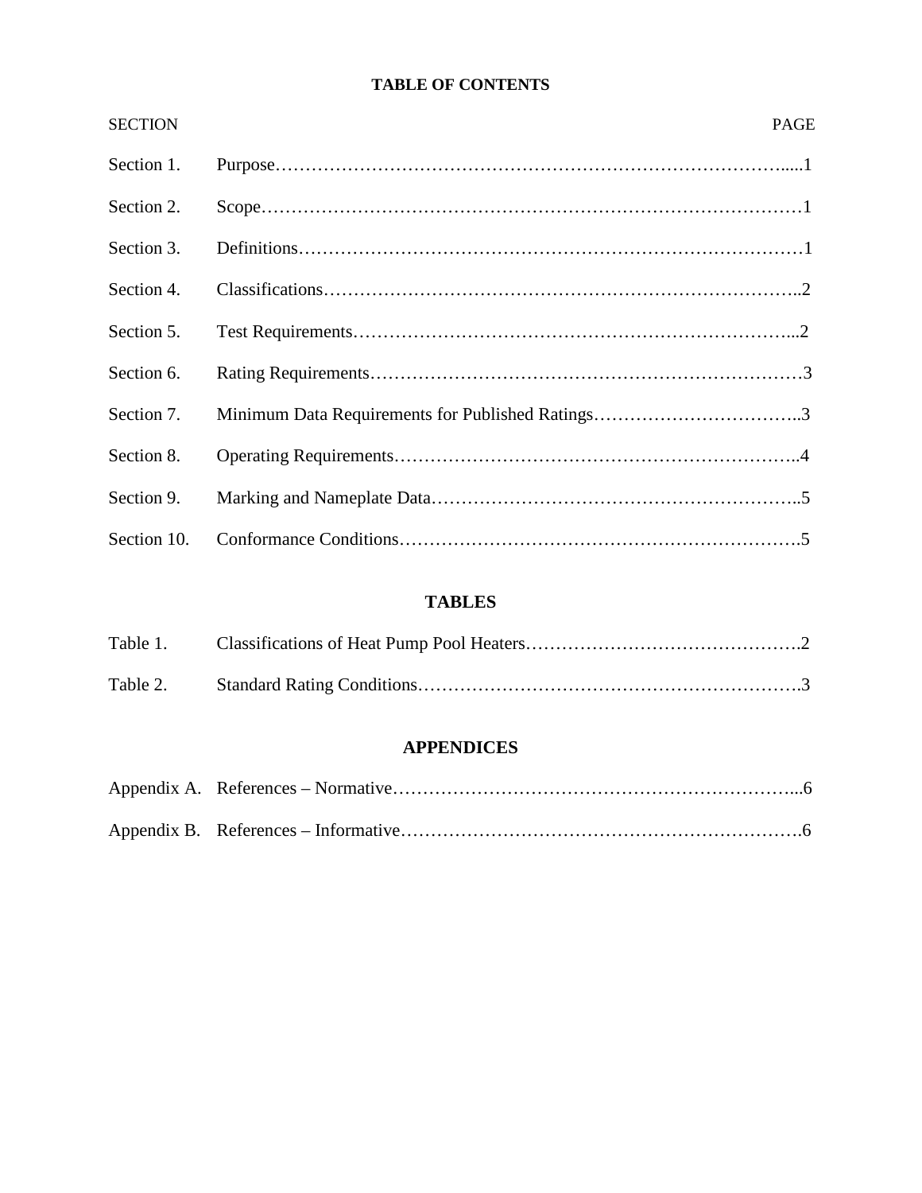**TABLE OF CONTENTS**

| SECTION | | PAGE |
|---|---|---|
| Section 1. | Purpose | 1 |
| Section 2. | Scope | 1 |
| Section 3. | Definitions | 1 |
| Section 4. | Classifications | 2 |
| Section 5. | Test Requirements | 2 |
| Section 6. | Rating Requirements | 3 |
| Section 7. | Minimum Data Requirements for Published Ratings | 3 |
| Section 8. | Operating Requirements | 4 |
| Section 9. | Marking and Nameplate Data | 5 |
| Section 10. | Conformance Conditions | 5 |

**TABLES**

| | | |
|---|---|---|
| Table 1. | Classifications of Heat Pump Pool Heaters | 2 |
| Table 2. | Standard Rating Conditions | 3 |

**APPENDICES**

| | | |
|---|---|---|
| Appendix A. | References – Normative | 6 |
| Appendix B. | References – Informative | 6 |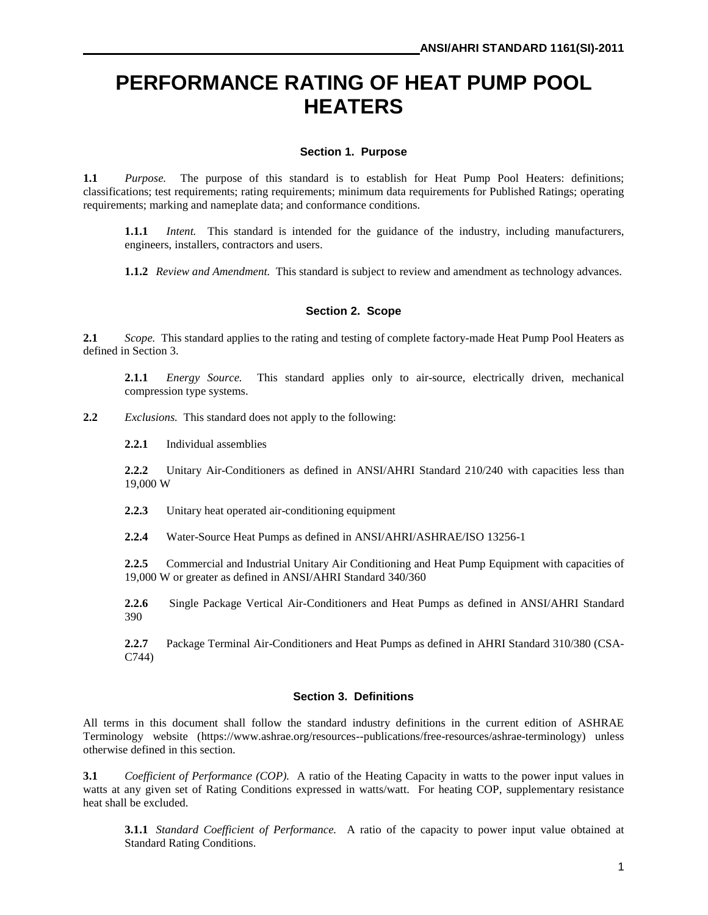# PERFORMANCE RATING OF HEAT PUMP POOL HEATERS

## Section 1. Purpose

**1.1** *Purpose.* The purpose of this standard is to establish for Heat Pump Pool Heaters: definitions; classifications; test requirements; rating requirements; minimum data requirements for Published Ratings; operating requirements; marking and nameplate data; and conformance conditions.

**1.1.1** *Intent.* This standard is intended for the guidance of the industry, including manufacturers, engineers, installers, contractors and users.

**1.1.2** *Review and Amendment.* This standard is subject to review and amendment as technology advances.

## Section 2. Scope

**2.1** *Scope.* This standard applies to the rating and testing of complete factory-made Heat Pump Pool Heaters as defined in Section 3.

**2.1.1** *Energy Source.* This standard applies only to air-source, electrically driven, mechanical compression type systems.

**2.2** *Exclusions.* This standard does not apply to the following:

**2.2.1** Individual assemblies

**2.2.2** Unitary Air-Conditioners as defined in ANSI/AHRI Standard 210/240 with capacities less than 19,000 W

**2.2.3** Unitary heat operated air-conditioning equipment

**2.2.4** Water-Source Heat Pumps as defined in ANSI/AHRI/ASHRAE/ISO 13256-1

**2.2.5** Commercial and Industrial Unitary Air Conditioning and Heat Pump Equipment with capacities of 19,000 W or greater as defined in ANSI/AHRI Standard 340/360

**2.2.6** Single Package Vertical Air-Conditioners and Heat Pumps as defined in ANSI/AHRI Standard 390

**2.2.7** Package Terminal Air-Conditioners and Heat Pumps as defined in AHRI Standard 310/380 (CSA-C744)

## Section 3. Definitions

All terms in this document shall follow the standard industry definitions in the current edition of ASHRAE Terminology website (https://www.ashrae.org/resources--publications/free-resources/ashrae-terminology) unless otherwise defined in this section.

**3.1** *Coefficient of Performance (COP).* A ratio of the Heating Capacity in watts to the power input values in watts at any given set of Rating Conditions expressed in watts/watt. For heating COP, supplementary resistance heat shall be excluded.

**3.1.1** *Standard Coefficient of Performance.* A ratio of the capacity to power input value obtained at Standard Rating Conditions.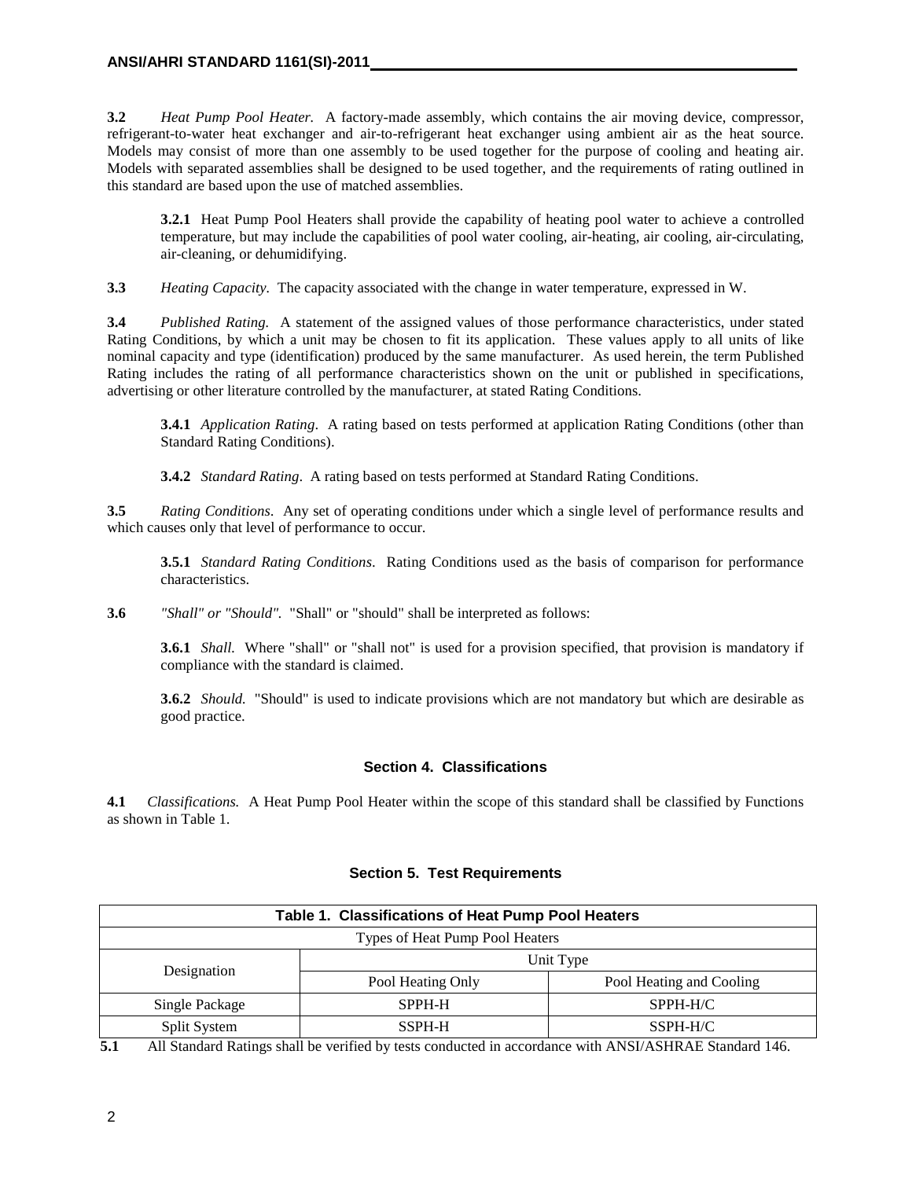**3.2** *Heat Pump Pool Heater.* A factory-made assembly, which contains the air moving device, compressor, refrigerant-to-water heat exchanger and air-to-refrigerant heat exchanger using ambient air as the heat source. Models may consist of more than one assembly to be used together for the purpose of cooling and heating air. Models with separated assemblies shall be designed to be used together, and the requirements of rating outlined in this standard are based upon the use of matched assemblies.

**3.2.1** Heat Pump Pool Heaters shall provide the capability of heating pool water to achieve a controlled temperature, but may include the capabilities of pool water cooling, air-heating, air cooling, air-circulating, air-cleaning, or dehumidifying.

**3.3** *Heating Capacity.* The capacity associated with the change in water temperature, expressed in W.

**3.4** *Published Rating.* A statement of the assigned values of those performance characteristics, under stated Rating Conditions, by which a unit may be chosen to fit its application. These values apply to all units of like nominal capacity and type (identification) produced by the same manufacturer. As used herein, the term Published Rating includes the rating of all performance characteristics shown on the unit or published in specifications, advertising or other literature controlled by the manufacturer, at stated Rating Conditions.

**3.4.1** *Application Rating.* A rating based on tests performed at application Rating Conditions (other than Standard Rating Conditions).

**3.4.2** *Standard Rating.* A rating based on tests performed at Standard Rating Conditions.

**3.5** *Rating Conditions.* Any set of operating conditions under which a single level of performance results and which causes only that level of performance to occur.

**3.5.1** *Standard Rating Conditions.* Rating Conditions used as the basis of comparison for performance characteristics.

**3.6** *"Shall" or "Should".* "Shall" or "should" shall be interpreted as follows:

**3.6.1** *Shall.* Where "shall" or "shall not" is used for a provision specified, that provision is mandatory if compliance with the standard is claimed.

**3.6.2** *Should.* "Should" is used to indicate provisions which are not mandatory but which are desirable as good practice.

## Section 4. Classifications

**4.1** *Classifications.* A Heat Pump Pool Heater within the scope of this standard shall be classified by Functions as shown in Table 1.

## Section 5. Test Requirements

**Table 1. Classifications of Heat Pump Pool Heaters**

| Types of Heat Pump Pool Heaters | | |
|---|---|---|
| Designation | Unit Type | |
| | Pool Heating Only | Pool Heating and Cooling |
| Single Package | SPPH-H | SPPH-H/C |
| Split System | SSPH-H | SSPH-H/C |

**5.1** All Standard Ratings shall be verified by tests conducted in accordance with ANSI/ASHRAE Standard 146.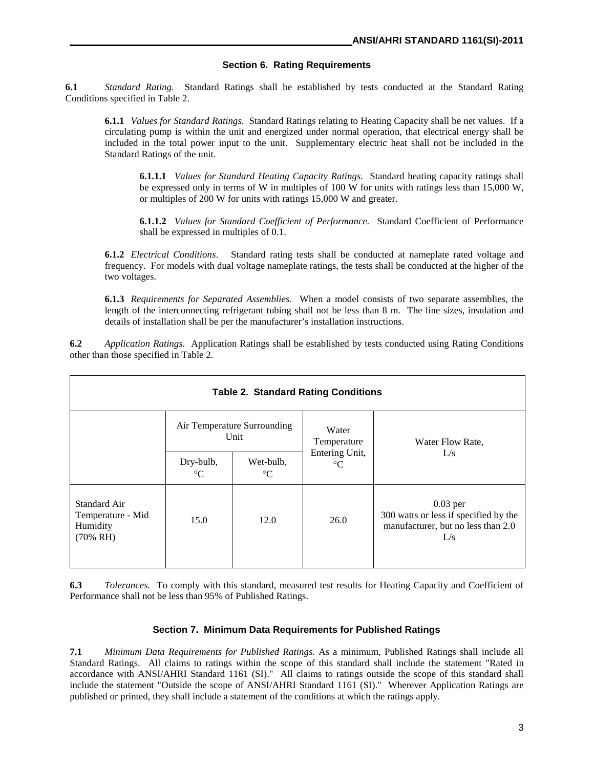## Section 6. Rating Requirements

**6.1** *Standard Rating.* Standard Ratings shall be established by tests conducted at the Standard Rating Conditions specified in Table 2.

**6.1.1** *Values for Standard Ratings.* Standard Ratings relating to Heating Capacity shall be net values. If a circulating pump is within the unit and energized under normal operation, that electrical energy shall be included in the total power input to the unit. Supplementary electric heat shall not be included in the Standard Ratings of the unit.

**6.1.1.1** *Values for Standard Heating Capacity Ratings.* Standard heating capacity ratings shall be expressed only in terms of W in multiples of 100 W for units with ratings less than 15,000 W, or multiples of 200 W for units with ratings 15,000 W and greater.

**6.1.1.2** *Values for Standard Coefficient of Performance.* Standard Coefficient of Performance shall be expressed in multiples of 0.1.

**6.1.2** *Electrical Conditions.* Standard rating tests shall be conducted at nameplate rated voltage and frequency. For models with dual voltage nameplate ratings, the tests shall be conducted at the higher of the two voltages.

**6.1.3** *Requirements for Separated Assemblies.* When a model consists of two separate assemblies, the length of the interconnecting refrigerant tubing shall not be less than 8 m. The line sizes, insulation and details of installation shall be per the manufacturer's installation instructions.

**6.2** *Application Ratings.* Application Ratings shall be established by tests conducted using Rating Conditions other than those specified in Table 2.

**Table 2. Standard Rating Conditions**

| | Air Temperature Surrounding Unit | | Water Temperature Entering Unit, °C | Water Flow Rate, L/s |
|---|---|---|---|---|
| | Dry-bulb, °C | Wet-bulb, °C | | |
| Standard Air Temperature - Mid Humidity (70% RH) | 15.0 | 12.0 | 26.0 | 0.03 per 300 watts or less if specified by the manufacturer, but no less than 2.0 L/s |

**6.3** *Tolerances.* To comply with this standard, measured test results for Heating Capacity and Coefficient of Performance shall not be less than 95% of Published Ratings.

## Section 7. Minimum Data Requirements for Published Ratings

**7.1** *Minimum Data Requirements for Published Ratings.* As a minimum, Published Ratings shall include all Standard Ratings. All claims to ratings within the scope of this standard shall include the statement "Rated in accordance with ANSI/AHRI Standard 1161 (SI)." All claims to ratings outside the scope of this standard shall include the statement "Outside the scope of ANSI/AHRI Standard 1161 (SI)." Wherever Application Ratings are published or printed, they shall include a statement of the conditions at which the ratings apply.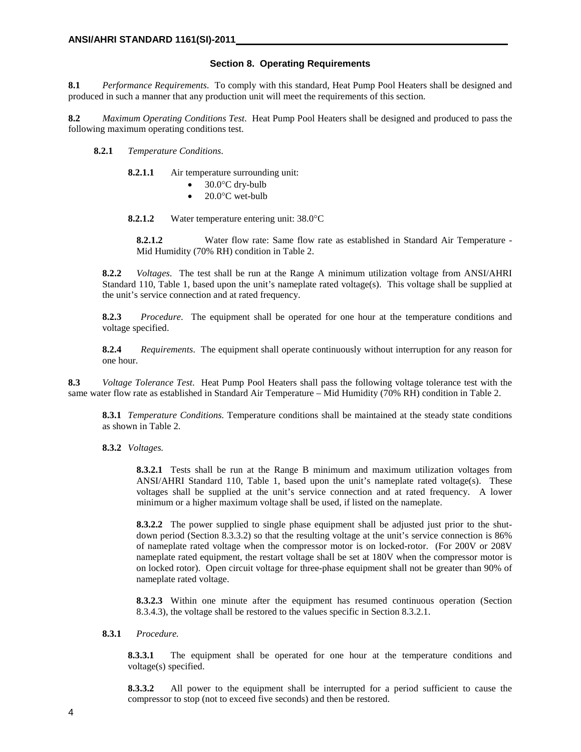## Section 8. Operating Requirements

**8.1** *Performance Requirements*. To comply with this standard, Heat Pump Pool Heaters shall be designed and produced in such a manner that any production unit will meet the requirements of this section.

**8.2** *Maximum Operating Conditions Test*. Heat Pump Pool Heaters shall be designed and produced to pass the following maximum operating conditions test.

**8.2.1** *Temperature Conditions*.

**8.2.1.1** Air temperature surrounding unit:

- 30.0°C dry-bulb
- 20.0°C wet-bulb

**8.2.1.2** Water temperature entering unit: 38.0°C

**8.2.1.2** Water flow rate: Same flow rate as established in Standard Air Temperature - Mid Humidity (70% RH) condition in Table 2.

**8.2.2** *Voltages*. The test shall be run at the Range A minimum utilization voltage from ANSI/AHRI Standard 110, Table 1, based upon the unit's nameplate rated voltage(s). This voltage shall be supplied at the unit's service connection and at rated frequency.

**8.2.3** *Procedure*. The equipment shall be operated for one hour at the temperature conditions and voltage specified.

**8.2.4** *Requirements*. The equipment shall operate continuously without interruption for any reason for one hour.

**8.3** *Voltage Tolerance Test*. Heat Pump Pool Heaters shall pass the following voltage tolerance test with the same water flow rate as established in Standard Air Temperature – Mid Humidity (70% RH) condition in Table 2.

**8.3.1** *Temperature Conditions*. Temperature conditions shall be maintained at the steady state conditions as shown in Table 2.

**8.3.2** *Voltages*.

**8.3.2.1** Tests shall be run at the Range B minimum and maximum utilization voltages from ANSI/AHRI Standard 110, Table 1, based upon the unit's nameplate rated voltage(s). These voltages shall be supplied at the unit's service connection and at rated frequency. A lower minimum or a higher maximum voltage shall be used, if listed on the nameplate.

**8.3.2.2** The power supplied to single phase equipment shall be adjusted just prior to the shut-down period (Section 8.3.3.2) so that the resulting voltage at the unit's service connection is 86% of nameplate rated voltage when the compressor motor is on locked-rotor. (For 200V or 208V nameplate rated equipment, the restart voltage shall be set at 180V when the compressor motor is on locked rotor). Open circuit voltage for three-phase equipment shall not be greater than 90% of nameplate rated voltage.

**8.3.2.3** Within one minute after the equipment has resumed continuous operation (Section 8.3.4.3), the voltage shall be restored to the values specific in Section 8.3.2.1.

**8.3.1** *Procedure.*

**8.3.3.1** The equipment shall be operated for one hour at the temperature conditions and voltage(s) specified.

**8.3.3.2** All power to the equipment shall be interrupted for a period sufficient to cause the compressor to stop (not to exceed five seconds) and then be restored.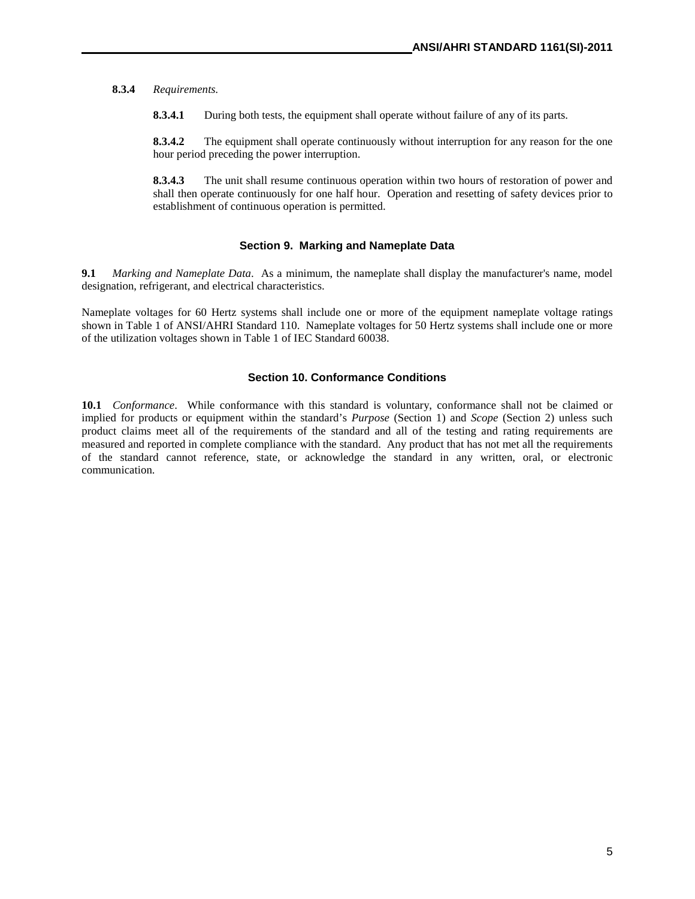**8.3.4** *Requirements.*

**8.3.4.1** During both tests, the equipment shall operate without failure of any of its parts.

**8.3.4.2** The equipment shall operate continuously without interruption for any reason for the one hour period preceding the power interruption.

**8.3.4.3** The unit shall resume continuous operation within two hours of restoration of power and shall then operate continuously for one half hour. Operation and resetting of safety devices prior to establishment of continuous operation is permitted.

## Section 9. Marking and Nameplate Data

**9.1** *Marking and Nameplate Data*. As a minimum, the nameplate shall display the manufacturer's name, model designation, refrigerant, and electrical characteristics.

Nameplate voltages for 60 Hertz systems shall include one or more of the equipment nameplate voltage ratings shown in Table 1 of ANSI/AHRI Standard 110. Nameplate voltages for 50 Hertz systems shall include one or more of the utilization voltages shown in Table 1 of IEC Standard 60038.

## Section 10. Conformance Conditions

**10.1** *Conformance*. While conformance with this standard is voluntary, conformance shall not be claimed or implied for products or equipment within the standard's *Purpose* (Section 1) and *Scope* (Section 2) unless such product claims meet all of the requirements of the standard and all of the testing and rating requirements are measured and reported in complete compliance with the standard. Any product that has not met all the requirements of the standard cannot reference, state, or acknowledge the standard in any written, oral, or electronic communication.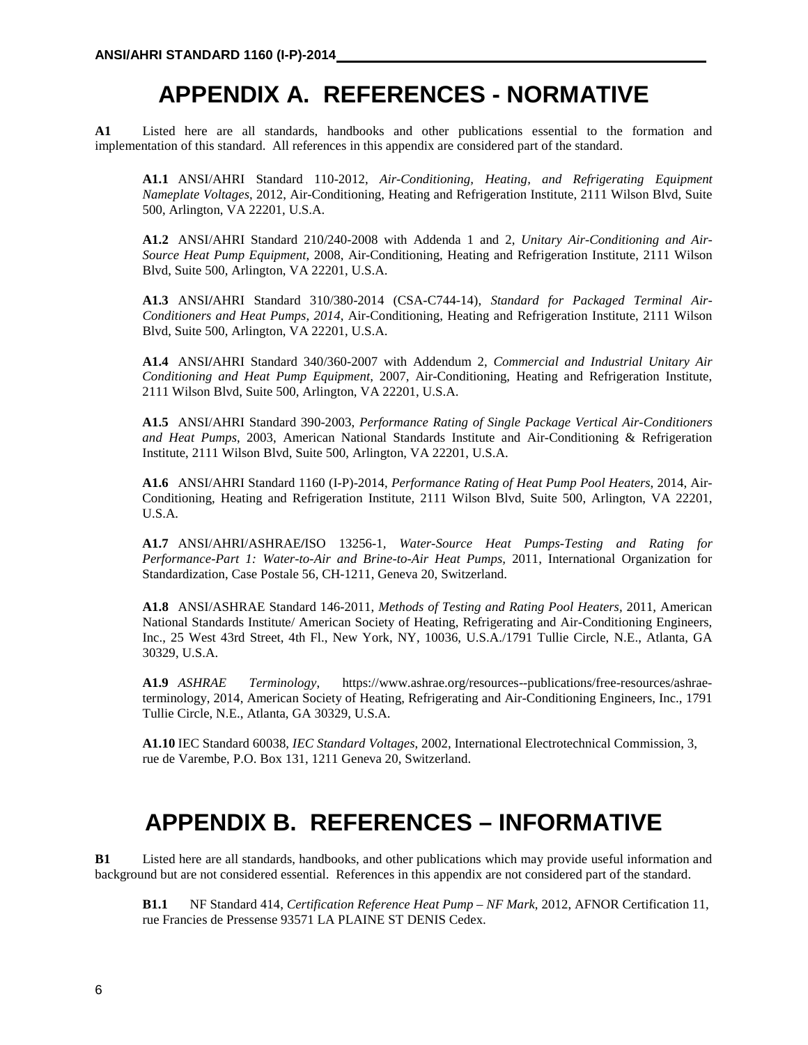# APPENDIX A. REFERENCES - NORMATIVE

**A1** Listed here are all standards, handbooks and other publications essential to the formation and implementation of this standard. All references in this appendix are considered part of the standard.

**A1.1** ANSI/AHRI Standard 110-2012, *Air-Conditioning, Heating, and Refrigerating Equipment Nameplate Voltages*, 2012, Air-Conditioning, Heating and Refrigeration Institute, 2111 Wilson Blvd, Suite 500, Arlington, VA 22201, U.S.A.

**A1.2** ANSI/AHRI Standard 210/240-2008 with Addenda 1 and 2, *Unitary Air-Conditioning and Air-Source Heat Pump Equipment*, 2008, Air-Conditioning, Heating and Refrigeration Institute, 2111 Wilson Blvd, Suite 500, Arlington, VA 22201, U.S.A.

**A1.3** ANSI/AHRI Standard 310/380-2014 (CSA-C744-14), *Standard for Packaged Terminal Air-Conditioners and Heat Pumps, 2014*, Air-Conditioning, Heating and Refrigeration Institute, 2111 Wilson Blvd, Suite 500, Arlington, VA 22201, U.S.A.

**A1.4** ANSI/AHRI Standard 340/360-2007 with Addendum 2, *Commercial and Industrial Unitary Air Conditioning and Heat Pump Equipment*, 2007, Air-Conditioning, Heating and Refrigeration Institute, 2111 Wilson Blvd, Suite 500, Arlington, VA 22201, U.S.A.

**A1.5** ANSI/AHRI Standard 390-2003, *Performance Rating of Single Package Vertical Air-Conditioners and Heat Pumps*, 2003, American National Standards Institute and Air-Conditioning & Refrigeration Institute, 2111 Wilson Blvd, Suite 500, Arlington, VA 22201, U.S.A.

**A1.6** ANSI/AHRI Standard 1160 (I-P)-2014, *Performance Rating of Heat Pump Pool Heaters*, 2014, Air-Conditioning, Heating and Refrigeration Institute, 2111 Wilson Blvd, Suite 500, Arlington, VA 22201, U.S.A.

**A1.7** ANSI/AHRI/ASHRAE/ISO 13256-1, *Water-Source Heat Pumps-Testing and Rating for Performance-Part 1: Water-to-Air and Brine-to-Air Heat Pumps,* 2011, International Organization for Standardization, Case Postale 56, CH-1211, Geneva 20, Switzerland.

**A1.8** ANSI/ASHRAE Standard 146-2011, *Methods of Testing and Rating Pool Heaters*, 2011, American National Standards Institute/ American Society of Heating, Refrigerating and Air-Conditioning Engineers, Inc., 25 West 43rd Street, 4th Fl., New York, NY, 10036, U.S.A./1791 Tullie Circle, N.E., Atlanta, GA 30329, U.S.A.

**A1.9** *ASHRAE Terminology*, https://www.ashrae.org/resources--publications/free-resources/ashrae-terminology, 2014, American Society of Heating, Refrigerating and Air-Conditioning Engineers, Inc., 1791 Tullie Circle, N.E., Atlanta, GA 30329, U.S.A.

**A1.10** IEC Standard 60038, *IEC Standard Voltages*, 2002, International Electrotechnical Commission, 3, rue de Varembe, P.O. Box 131, 1211 Geneva 20, Switzerland.

# APPENDIX B. REFERENCES – INFORMATIVE

**B1** Listed here are all standards, handbooks, and other publications which may provide useful information and background but are not considered essential. References in this appendix are not considered part of the standard.

**B1.1** NF Standard 414, *Certification Reference Heat Pump – NF Mark*, 2012, AFNOR Certification 11, rue Francies de Pressense 93571 LA PLAINE ST DENIS Cedex.